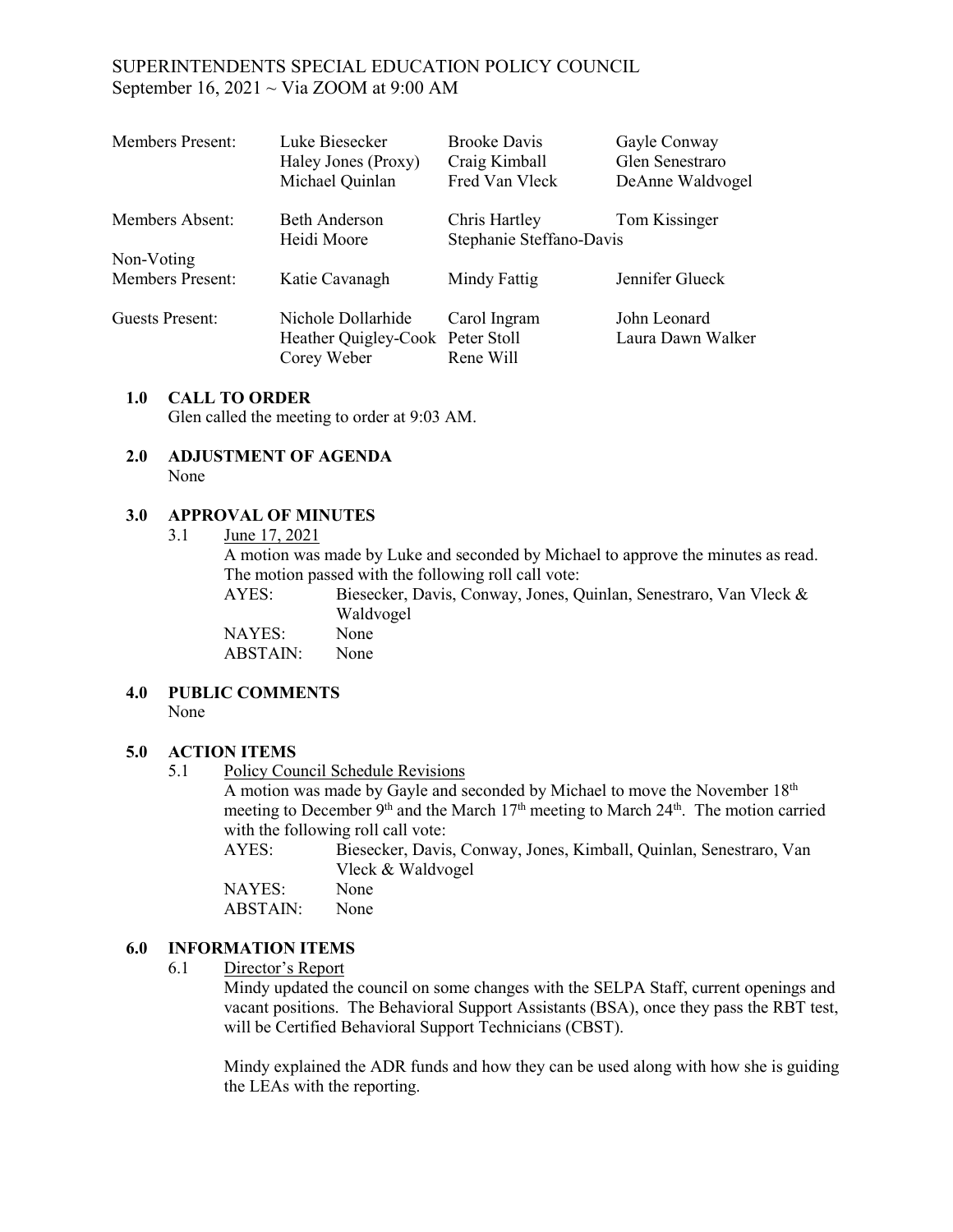# SUPERINTENDENTS SPECIAL EDUCATION POLICY COUNCIL

September 16, 2021 ~ Via ZOOM at 9:00 AM

| | | | |
|---|---|---|---|
| Members Present: | Luke Biesecker | Brooke Davis | Gayle Conway |
| | Haley Jones (Proxy) | Craig Kimball | Glen Senestraro |
| | Michael Quinlan | Fred Van Vleck | DeAnne Waldvogel |
| Members Absent: | Beth Anderson | Chris Hartley | Tom Kissinger |
| | Heidi Moore | Stephanie Steffano-Davis | |
| Non-Voting Members Present: | Katie Cavanagh | Mindy Fattig | Jennifer Glueck |
| Guests Present: | Nichole Dollarhide | Carol Ingram | John Leonard |
| | Heather Quigley-Cook | Peter Stoll | Laura Dawn Walker |
| | Corey Weber | Rene Will | |

## 1.0 CALL TO ORDER

Glen called the meeting to order at 9:03 AM.

## 2.0 ADJUSTMENT OF AGENDA

None

## 3.0 APPROVAL OF MINUTES

3.1 June 17, 2021

A motion was made by Luke and seconded by Michael to approve the minutes as read. The motion passed with the following roll call vote:

AYES: Biesecker, Davis, Conway, Jones, Quinlan, Senestraro, Van Vleck & Waldvogel
NAYES: None
ABSTAIN: None

## 4.0 PUBLIC COMMENTS

None

## 5.0 ACTION ITEMS

5.1 Policy Council Schedule Revisions

A motion was made by Gayle and seconded by Michael to move the November 18th meeting to December 9th and the March 17th meeting to March 24th. The motion carried with the following roll call vote:

AYES: Biesecker, Davis, Conway, Jones, Kimball, Quinlan, Senestraro, Van Vleck & Waldvogel
NAYES: None
ABSTAIN: None

## 6.0 INFORMATION ITEMS

6.1 Director's Report

Mindy updated the council on some changes with the SELPA Staff, current openings and vacant positions. The Behavioral Support Assistants (BSA), once they pass the RBT test, will be Certified Behavioral Support Technicians (CBST).

Mindy explained the ADR funds and how they can be used along with how she is guiding the LEAs with the reporting.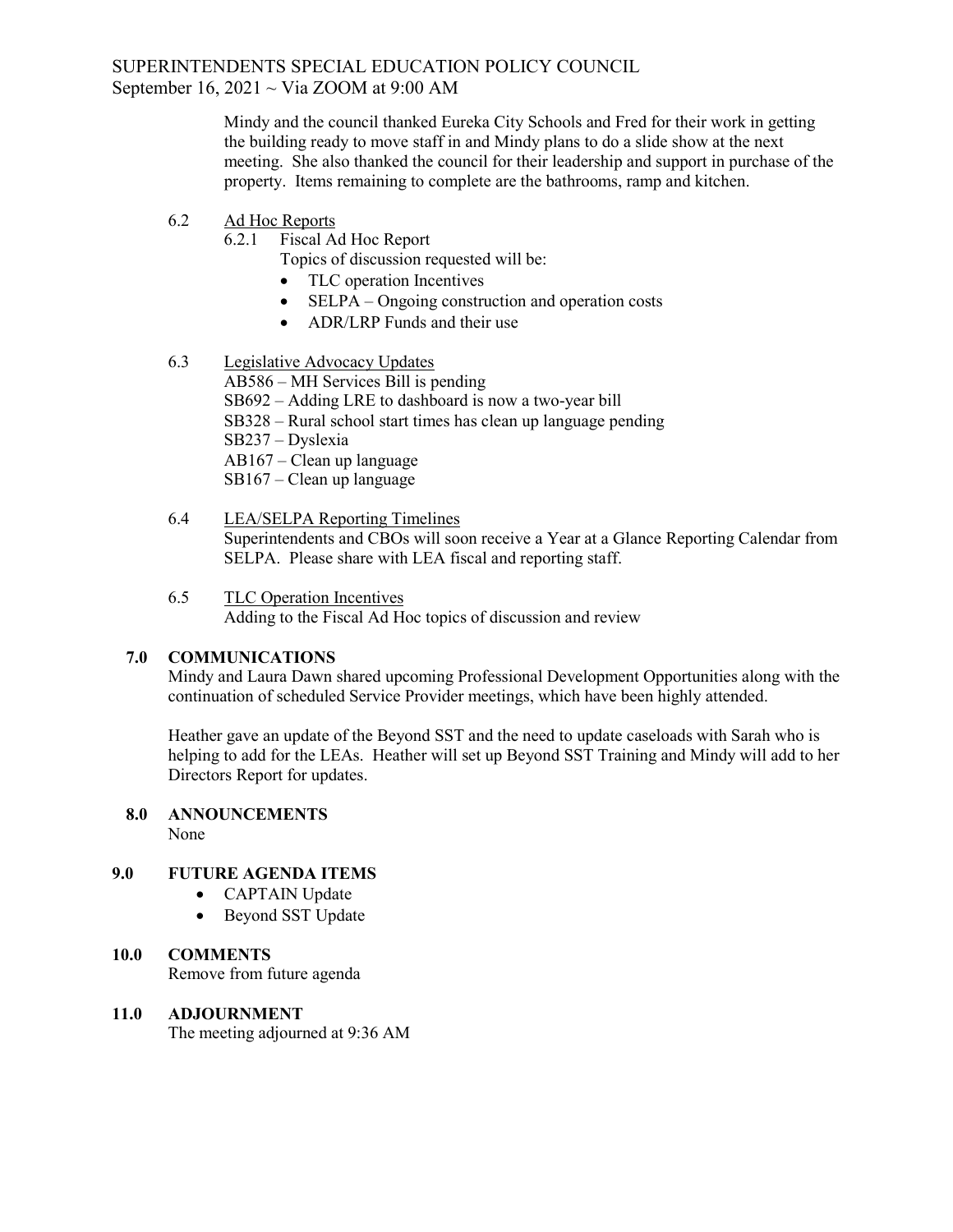Mindy and the council thanked Eureka City Schools and Fred for their work in getting the building ready to move staff in and Mindy plans to do a slide show at the next meeting. She also thanked the council for their leadership and support in purchase of the property. Items remaining to complete are the bathrooms, ramp and kitchen.

6.2 Ad Hoc Reports

6.2.1 Fiscal Ad Hoc Report

Topics of discussion requested will be:

- TLC operation Incentives
- SELPA – Ongoing construction and operation costs
- ADR/LRP Funds and their use

6.3 Legislative Advocacy Updates

AB586 – MH Services Bill is pending
SB692 – Adding LRE to dashboard is now a two-year bill
SB328 – Rural school start times has clean up language pending
SB237 – Dyslexia
AB167 – Clean up language
SB167 – Clean up language

6.4 LEA/SELPA Reporting Timelines

Superintendents and CBOs will soon receive a Year at a Glance Reporting Calendar from SELPA. Please share with LEA fiscal and reporting staff.

6.5 TLC Operation Incentives

Adding to the Fiscal Ad Hoc topics of discussion and review

**7.0 COMMUNICATIONS**

Mindy and Laura Dawn shared upcoming Professional Development Opportunities along with the continuation of scheduled Service Provider meetings, which have been highly attended.

Heather gave an update of the Beyond SST and the need to update caseloads with Sarah who is helping to add for the LEAs. Heather will set up Beyond SST Training and Mindy will add to her Directors Report for updates.

**8.0 ANNOUNCEMENTS**

None

**9.0 FUTURE AGENDA ITEMS**

- CAPTAIN Update
- Beyond SST Update

**10.0 COMMENTS**

Remove from future agenda

**11.0 ADJOURNMENT**

The meeting adjourned at 9:36 AM